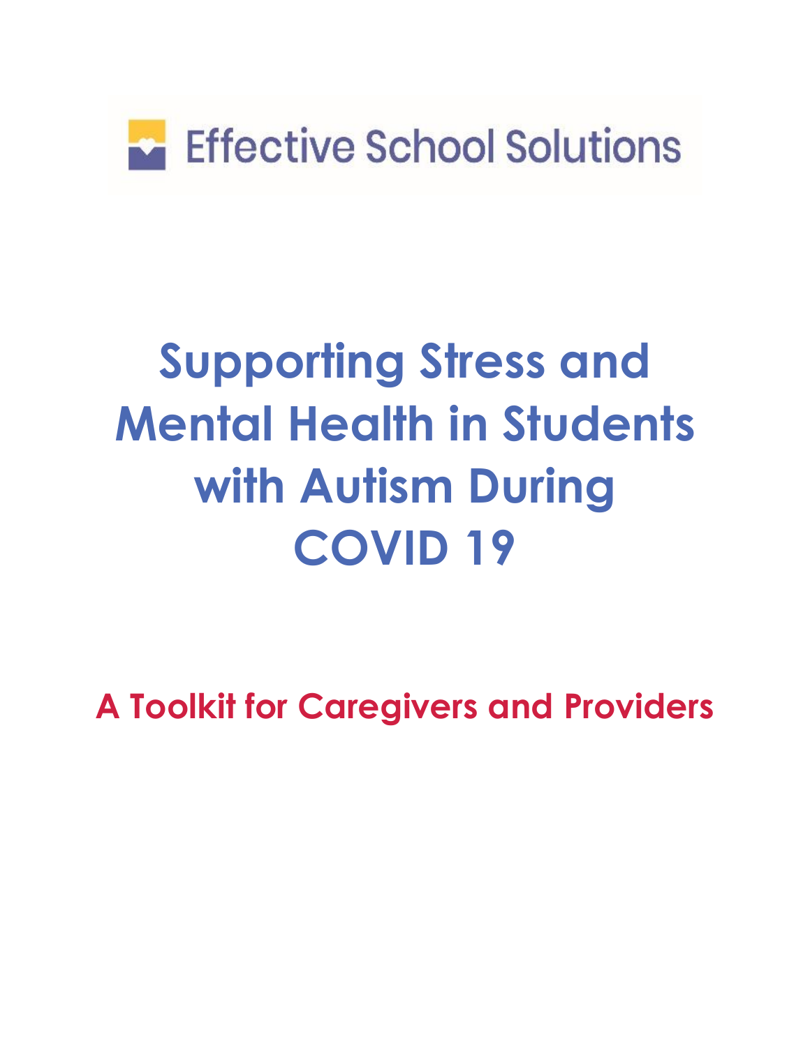Effective School Solutions

# Supporting Stress and Mental Health in Students with Autism During COVID 19

## A Toolkit for Caregivers and Providers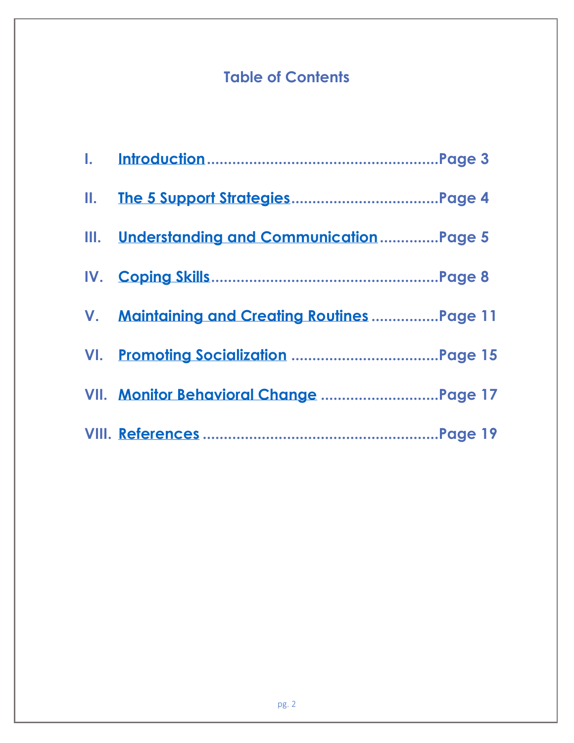# Table of Contents

I. Introduction ........................................................Page 3

II. The 5 Support Strategies ...................................Page 4

III. Understanding and Communication .............Page 5

IV. Coping Skills .....................................................Page 8

V. Maintaining and Creating Routines ................Page 11

VI. Promoting Socialization ...................................Page 15

VII. Monitor Behavioral Change ............................Page 17

VIII. References .......................................................Page 19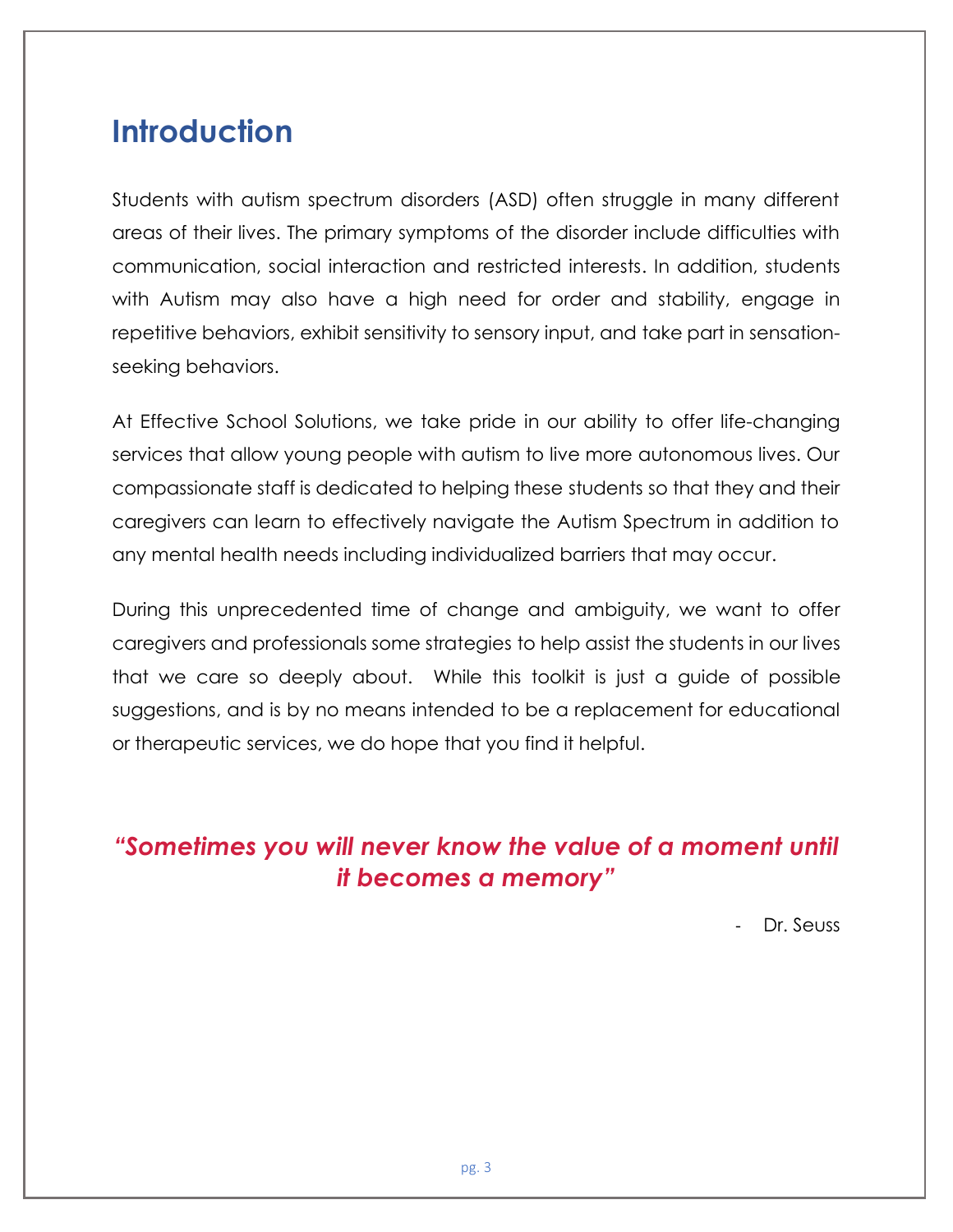# Introduction

Students with autism spectrum disorders (ASD) often struggle in many different areas of their lives. The primary symptoms of the disorder include difficulties with communication, social interaction and restricted interests. In addition, students with Autism may also have a high need for order and stability, engage in repetitive behaviors, exhibit sensitivity to sensory input, and take part in sensation-seeking behaviors.

At Effective School Solutions, we take pride in our ability to offer life-changing services that allow young people with autism to live more autonomous lives. Our compassionate staff is dedicated to helping these students so that they and their caregivers can learn to effectively navigate the Autism Spectrum in addition to any mental health needs including individualized barriers that may occur.

During this unprecedented time of change and ambiguity, we want to offer caregivers and professionals some strategies to help assist the students in our lives that we care so deeply about. While this toolkit is just a guide of possible suggestions, and is by no means intended to be a replacement for educational or therapeutic services, we do hope that you find it helpful.

***"Sometimes you will never know the value of a moment until it becomes a memory"***

- Dr. Seuss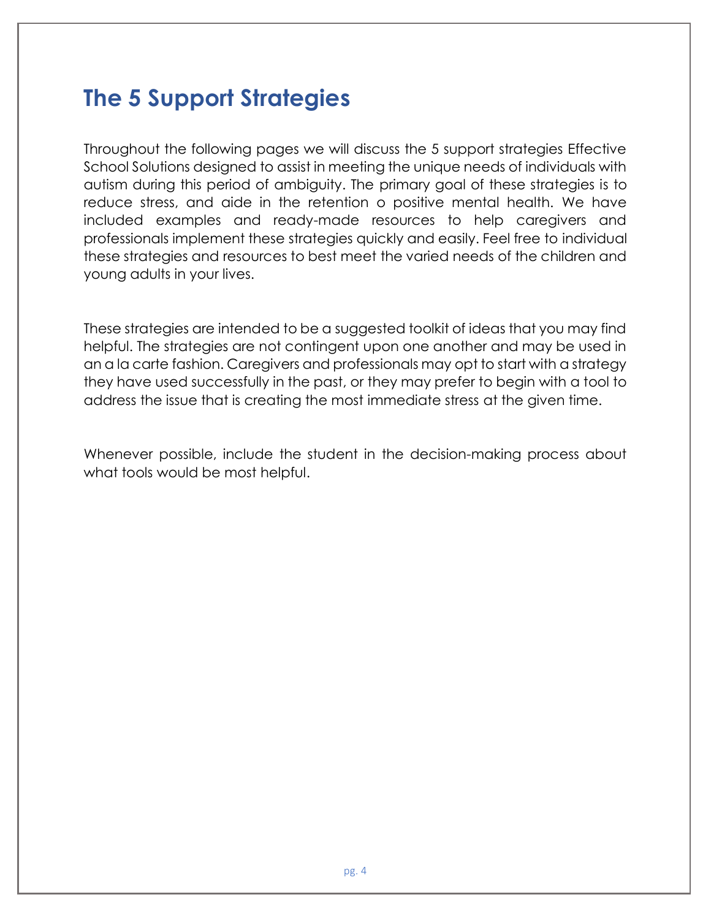# The 5 Support Strategies

Throughout the following pages we will discuss the 5 support strategies Effective School Solutions designed to assist in meeting the unique needs of individuals with autism during this period of ambiguity. The primary goal of these strategies is to reduce stress, and aide in the retention o positive mental health. We have included examples and ready-made resources to help caregivers and professionals implement these strategies quickly and easily. Feel free to individual these strategies and resources to best meet the varied needs of the children and young adults in your lives.

These strategies are intended to be a suggested toolkit of ideas that you may find helpful. The strategies are not contingent upon one another and may be used in an a la carte fashion. Caregivers and professionals may opt to start with a strategy they have used successfully in the past, or they may prefer to begin with a tool to address the issue that is creating the most immediate stress at the given time.

Whenever possible, include the student in the decision-making process about what tools would be most helpful.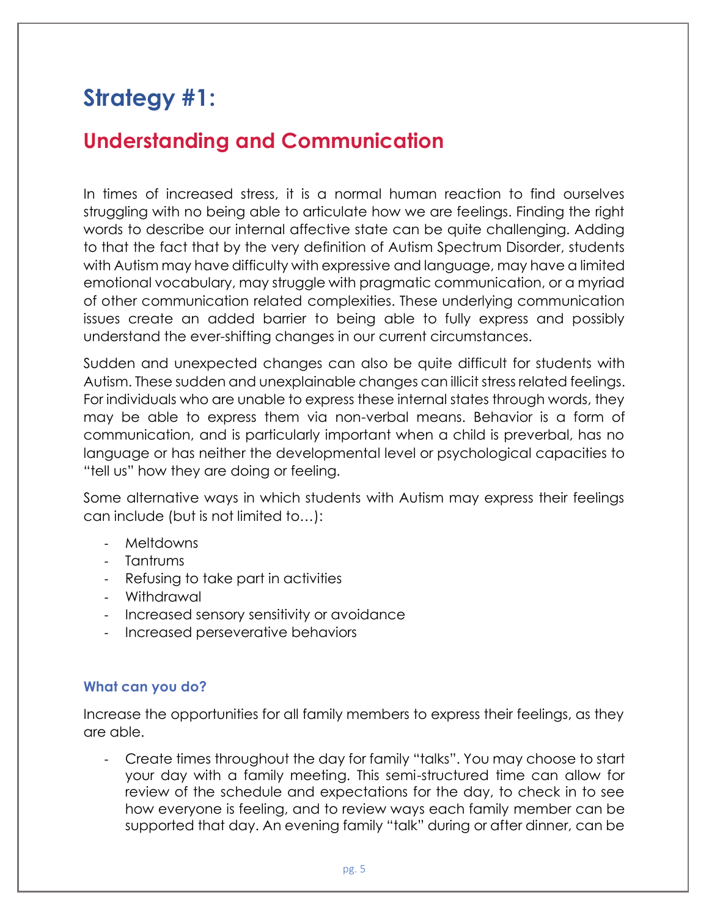# Strategy #1:

## Understanding and Communication

In times of increased stress, it is a normal human reaction to find ourselves struggling with no being able to articulate how we are feelings. Finding the right words to describe our internal affective state can be quite challenging. Adding to that the fact that by the very definition of Autism Spectrum Disorder, students with Autism may have difficulty with expressive and language, may have a limited emotional vocabulary, may struggle with pragmatic communication, or a myriad of other communication related complexities. These underlying communication issues create an added barrier to being able to fully express and possibly understand the ever-shifting changes in our current circumstances.

Sudden and unexpected changes can also be quite difficult for students with Autism. These sudden and unexplainable changes can illicit stress related feelings. For individuals who are unable to express these internal states through words, they may be able to express them via non-verbal means. Behavior is a form of communication, and is particularly important when a child is preverbal, has no language or has neither the developmental level or psychological capacities to "tell us" how they are doing or feeling.

Some alternative ways in which students with Autism may express their feelings can include (but is not limited to…):

- Meltdowns
- Tantrums
- Refusing to take part in activities
- Withdrawal
- Increased sensory sensitivity or avoidance
- Increased perseverative behaviors

### What can you do?

Increase the opportunities for all family members to express their feelings, as they are able.

- Create times throughout the day for family "talks". You may choose to start your day with a family meeting. This semi-structured time can allow for review of the schedule and expectations for the day, to check in to see how everyone is feeling, and to review ways each family member can be supported that day. An evening family "talk" during or after dinner, can be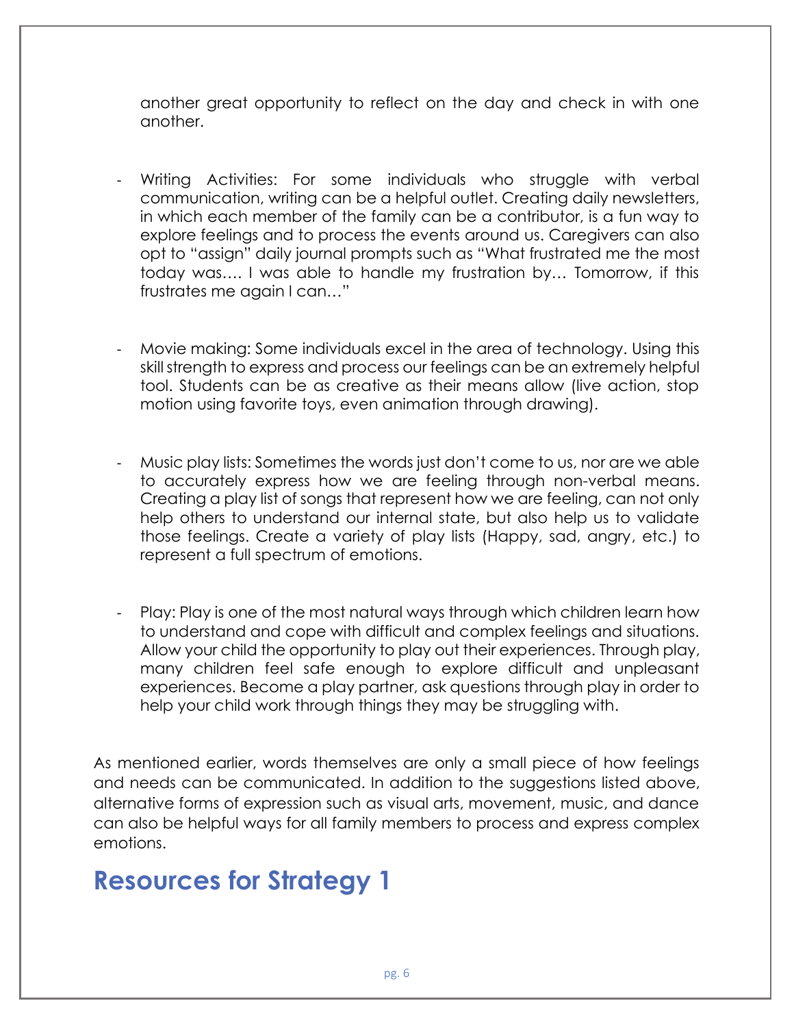another great opportunity to reflect on the day and check in with one another.

- Writing Activities: For some individuals who struggle with verbal communication, writing can be a helpful outlet. Creating daily newsletters, in which each member of the family can be a contributor, is a fun way to explore feelings and to process the events around us. Caregivers can also opt to "assign" daily journal prompts such as "What frustrated me the most today was…. I was able to handle my frustration by… Tomorrow, if this frustrates me again I can…"

- Movie making: Some individuals excel in the area of technology. Using this skill strength to express and process our feelings can be an extremely helpful tool. Students can be as creative as their means allow (live action, stop motion using favorite toys, even animation through drawing).

- Music play lists: Sometimes the words just don't come to us, nor are we able to accurately express how we are feeling through non-verbal means. Creating a play list of songs that represent how we are feeling, can not only help others to understand our internal state, but also help us to validate those feelings. Create a variety of play lists (Happy, sad, angry, etc.) to represent a full spectrum of emotions.

- Play: Play is one of the most natural ways through which children learn how to understand and cope with difficult and complex feelings and situations. Allow your child the opportunity to play out their experiences. Through play, many children feel safe enough to explore difficult and unpleasant experiences. Become a play partner, ask questions through play in order to help your child work through things they may be struggling with.

As mentioned earlier, words themselves are only a small piece of how feelings and needs can be communicated. In addition to the suggestions listed above, alternative forms of expression such as visual arts, movement, music, and dance can also be helpful ways for all family members to process and express complex emotions.

# Resources for Strategy 1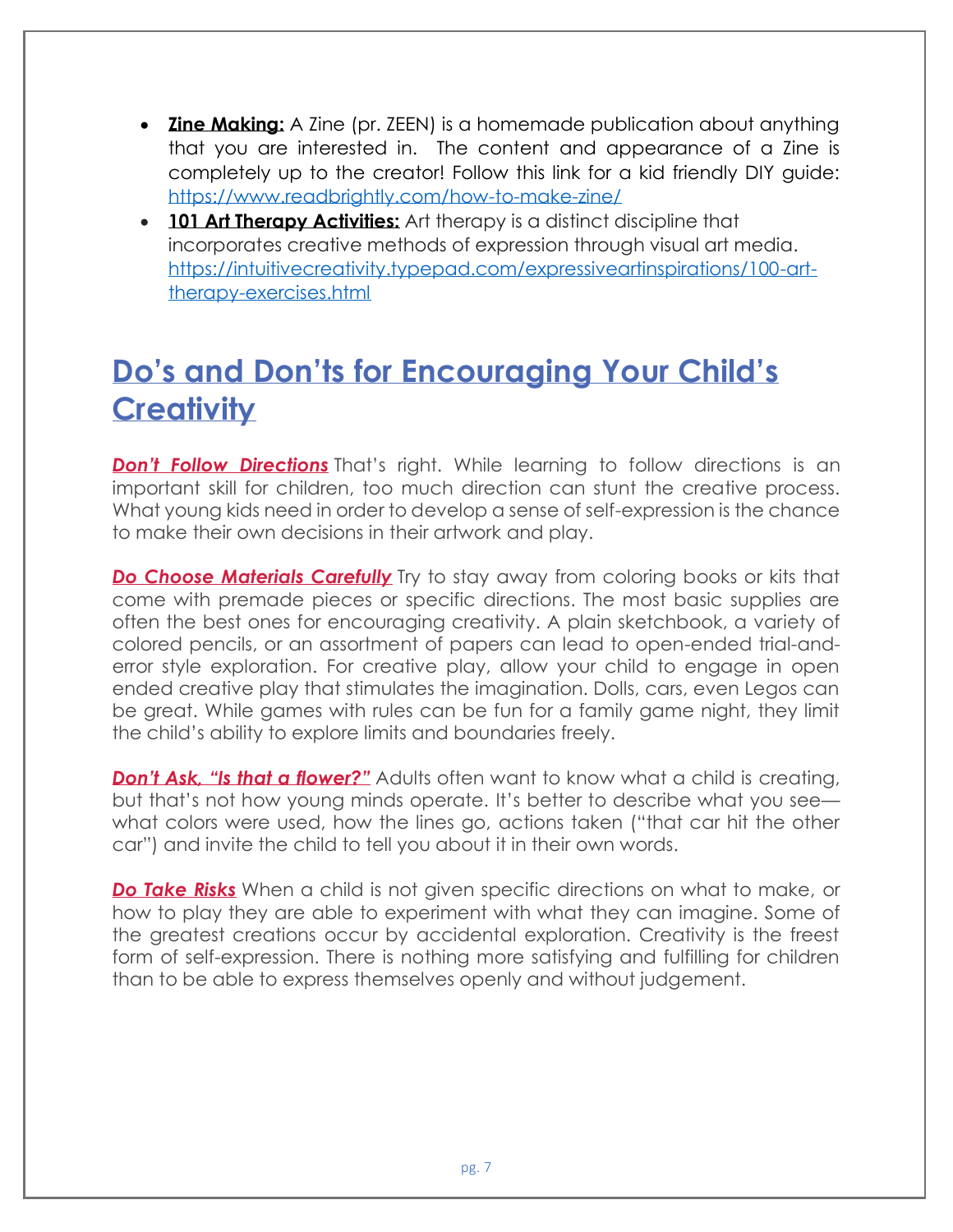- **Zine Making:** A Zine (pr. ZEEN) is a homemade publication about anything that you are interested in. The content and appearance of a Zine is completely up to the creator! Follow this link for a kid friendly DIY guide: https://www.readbrightly.com/how-to-make-zine/
- **101 Art Therapy Activities:** Art therapy is a distinct discipline that incorporates creative methods of expression through visual art media. https://intuitivecreativity.typepad.com/expressiveartinspirations/100-art-therapy-exercises.html

# Do's and Don'ts for Encouraging Your Child's Creativity

***Don't Follow Directions*** That's right. While learning to follow directions is an important skill for children, too much direction can stunt the creative process. What young kids need in order to develop a sense of self-expression is the chance to make their own decisions in their artwork and play.

***Do Choose Materials Carefully*** Try to stay away from coloring books or kits that come with premade pieces or specific directions. The most basic supplies are often the best ones for encouraging creativity. A plain sketchbook, a variety of colored pencils, or an assortment of papers can lead to open-ended trial-and-error style exploration. For creative play, allow your child to engage in open ended creative play that stimulates the imagination. Dolls, cars, even Legos can be great. While games with rules can be fun for a family game night, they limit the child's ability to explore limits and boundaries freely.

***Don't Ask, "Is that a flower?"*** Adults often want to know what a child is creating, but that's not how young minds operate. It's better to describe what you see—what colors were used, how the lines go, actions taken ("that car hit the other car") and invite the child to tell you about it in their own words.

***Do Take Risks*** When a child is not given specific directions on what to make, or how to play they are able to experiment with what they can imagine. Some of the greatest creations occur by accidental exploration. Creativity is the freest form of self-expression. There is nothing more satisfying and fulfilling for children than to be able to express themselves openly and without judgement.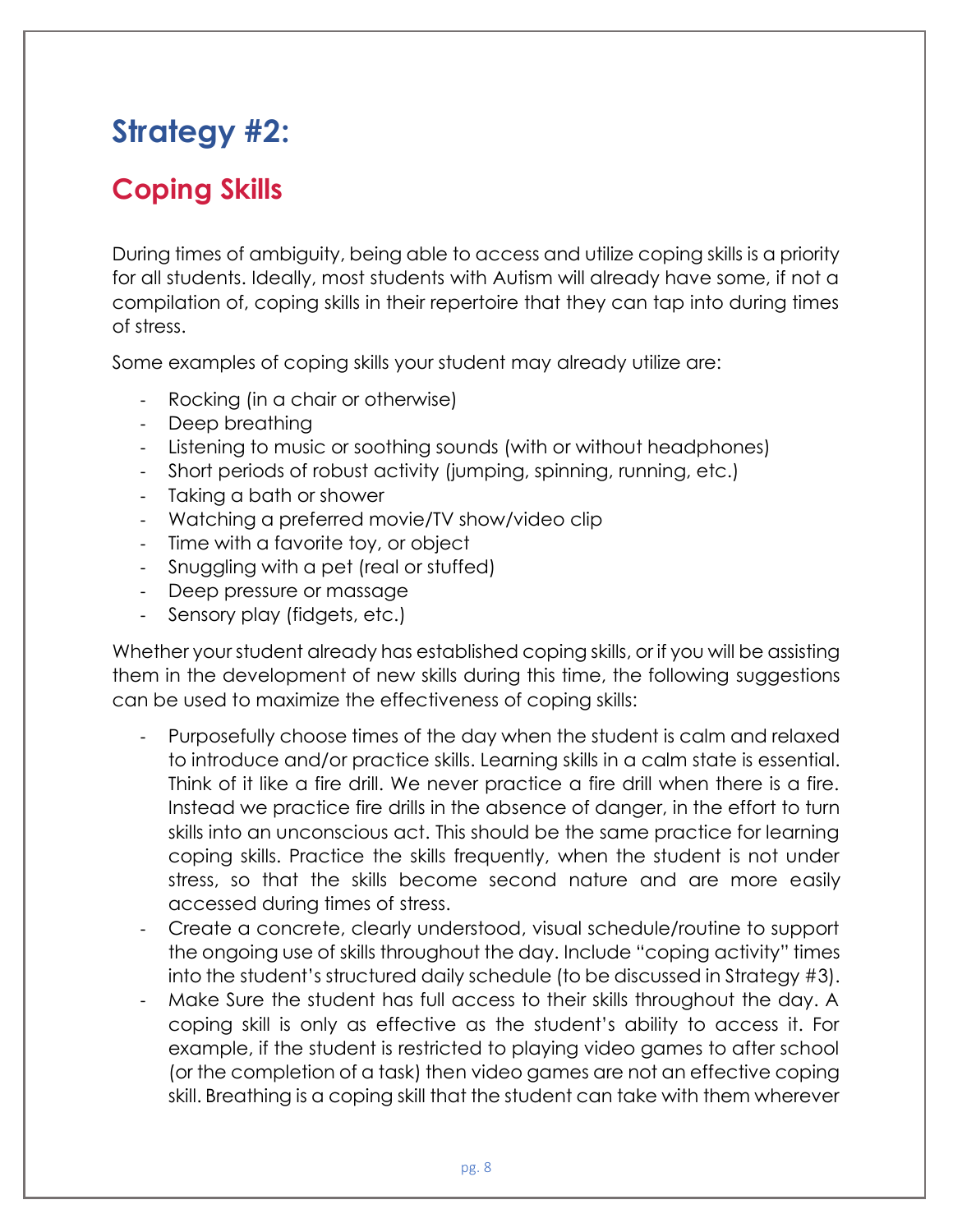# Strategy #2:

## Coping Skills

During times of ambiguity, being able to access and utilize coping skills is a priority for all students. Ideally, most students with Autism will already have some, if not a compilation of, coping skills in their repertoire that they can tap into during times of stress.

Some examples of coping skills your student may already utilize are:

- Rocking (in a chair or otherwise)
- Deep breathing
- Listening to music or soothing sounds (with or without headphones)
- Short periods of robust activity (jumping, spinning, running, etc.)
- Taking a bath or shower
- Watching a preferred movie/TV show/video clip
- Time with a favorite toy, or object
- Snuggling with a pet (real or stuffed)
- Deep pressure or massage
- Sensory play (fidgets, etc.)

Whether your student already has established coping skills, or if you will be assisting them in the development of new skills during this time, the following suggestions can be used to maximize the effectiveness of coping skills:

- Purposefully choose times of the day when the student is calm and relaxed to introduce and/or practice skills. Learning skills in a calm state is essential. Think of it like a fire drill. We never practice a fire drill when there is a fire. Instead we practice fire drills in the absence of danger, in the effort to turn skills into an unconscious act. This should be the same practice for learning coping skills. Practice the skills frequently, when the student is not under stress, so that the skills become second nature and are more easily accessed during times of stress.
- Create a concrete, clearly understood, visual schedule/routine to support the ongoing use of skills throughout the day. Include "coping activity" times into the student's structured daily schedule (to be discussed in Strategy #3).
- Make Sure the student has full access to their skills throughout the day. A coping skill is only as effective as the student's ability to access it. For example, if the student is restricted to playing video games to after school (or the completion of a task) then video games are not an effective coping skill. Breathing is a coping skill that the student can take with them wherever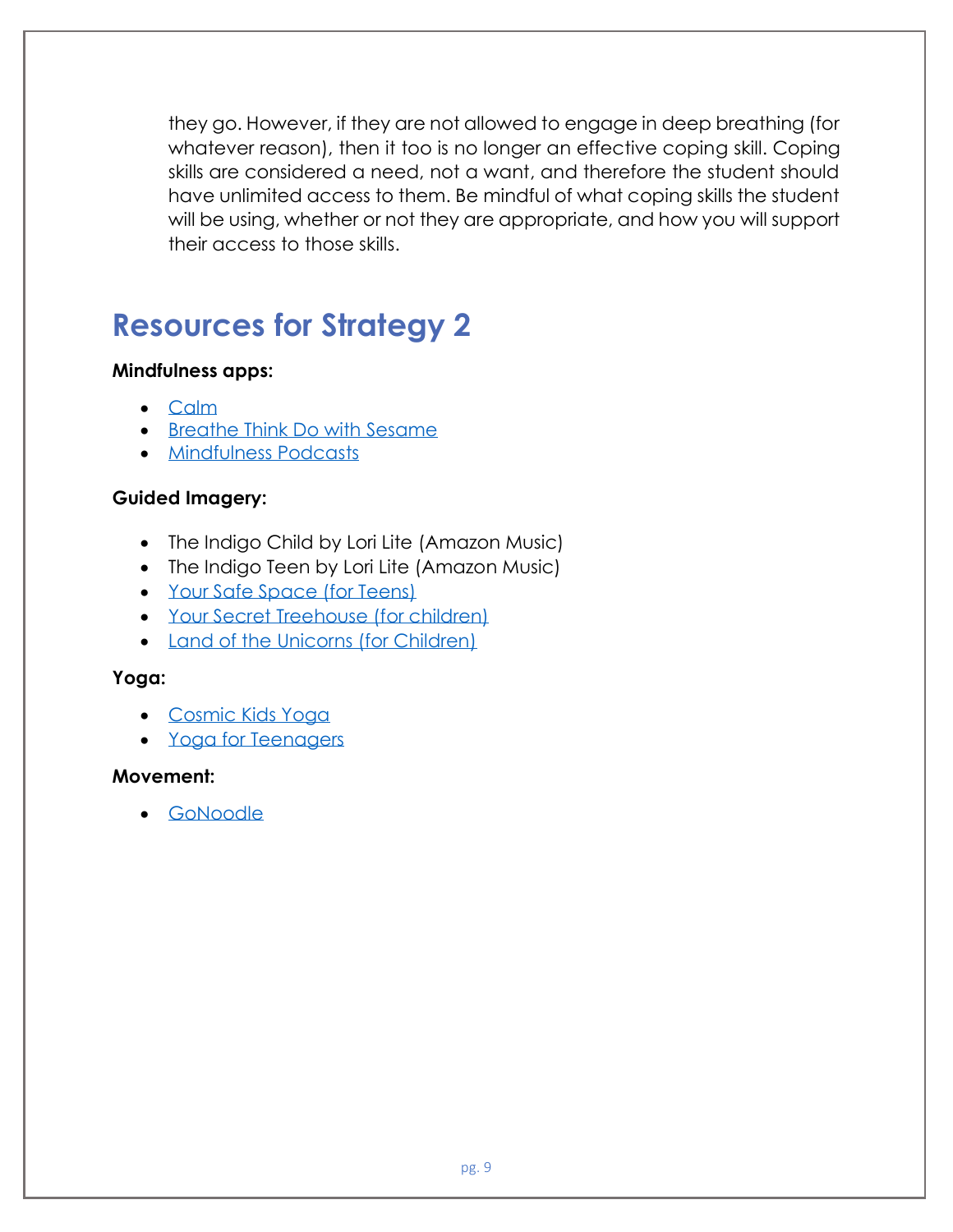they go. However, if they are not allowed to engage in deep breathing (for whatever reason), then it too is no longer an effective coping skill. Coping skills are considered a need, not a want, and therefore the student should have unlimited access to them. Be mindful of what coping skills the student will be using, whether or not they are appropriate, and how you will support their access to those skills.

## Resources for Strategy 2

**Mindfulness apps:**

- Calm
- Breathe Think Do with Sesame
- Mindfulness Podcasts

**Guided Imagery:**

- The Indigo Child by Lori Lite (Amazon Music)
- The Indigo Teen by Lori Lite (Amazon Music)
- Your Safe Space (for Teens)
- Your Secret Treehouse (for children)
- Land of the Unicorns (for Children)

**Yoga:**

- Cosmic Kids Yoga
- Yoga for Teenagers

**Movement:**

- GoNoodle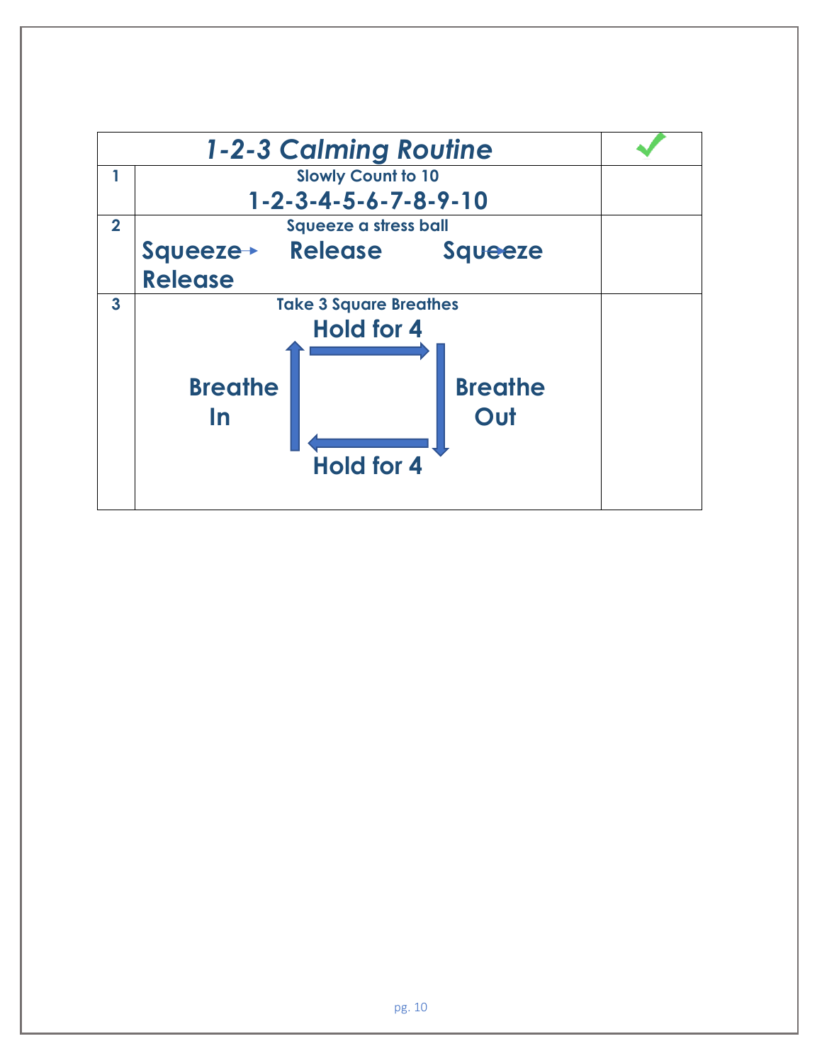| *1-2-3 Calming Routine* | | ✓ |
|---|---|---|
| 1 | Slowly Count to 10<br>1-2-3-4-5-6-7-8-9-10 | |
| 2 | Squeeze a stress ball<br>Squeeze → Release Squeeze → Release | |
| 3 | Take 3 Square Breathes<br>Breathe In → Hold for 4 → Breathe Out → Hold for 4 | |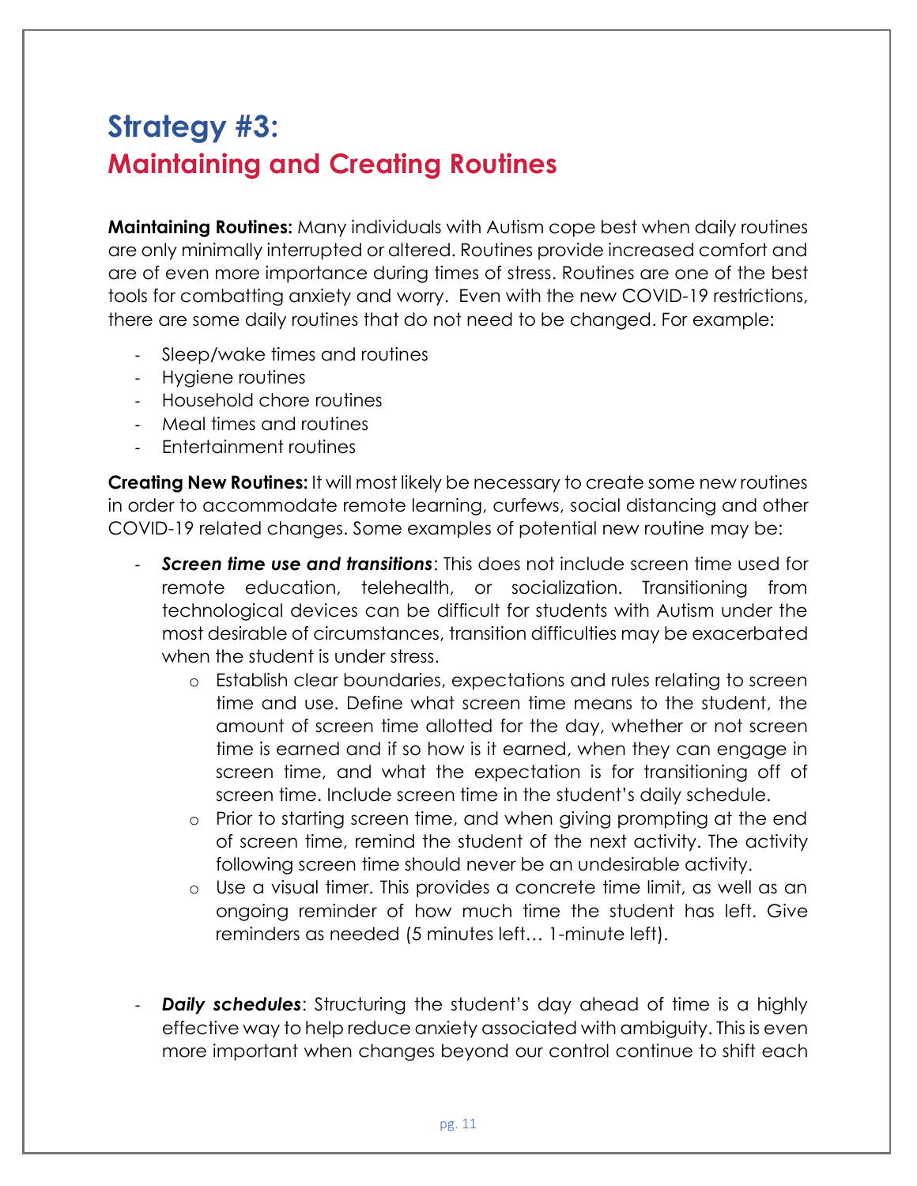# Strategy #3:
## Maintaining and Creating Routines

**Maintaining Routines:** Many individuals with Autism cope best when daily routines are only minimally interrupted or altered. Routines provide increased comfort and are of even more importance during times of stress. Routines are one of the best tools for combatting anxiety and worry. Even with the new COVID-19 restrictions, there are some daily routines that do not need to be changed. For example:

- Sleep/wake times and routines
- Hygiene routines
- Household chore routines
- Meal times and routines
- Entertainment routines

**Creating New Routines:** It will most likely be necessary to create some new routines in order to accommodate remote learning, curfews, social distancing and other COVID-19 related changes. Some examples of potential new routine may be:

- ***Screen time use and transitions***: This does not include screen time used for remote education, telehealth, or socialization. Transitioning from technological devices can be difficult for students with Autism under the most desirable of circumstances, transition difficulties may be exacerbated when the student is under stress.
  - Establish clear boundaries, expectations and rules relating to screen time and use. Define what screen time means to the student, the amount of screen time allotted for the day, whether or not screen time is earned and if so how is it earned, when they can engage in screen time, and what the expectation is for transitioning off of screen time. Include screen time in the student's daily schedule.
  - Prior to starting screen time, and when giving prompting at the end of screen time, remind the student of the next activity. The activity following screen time should never be an undesirable activity.
  - Use a visual timer. This provides a concrete time limit, as well as an ongoing reminder of how much time the student has left. Give reminders as needed (5 minutes left… 1-minute left).

- ***Daily schedules***: Structuring the student's day ahead of time is a highly effective way to help reduce anxiety associated with ambiguity. This is even more important when changes beyond our control continue to shift each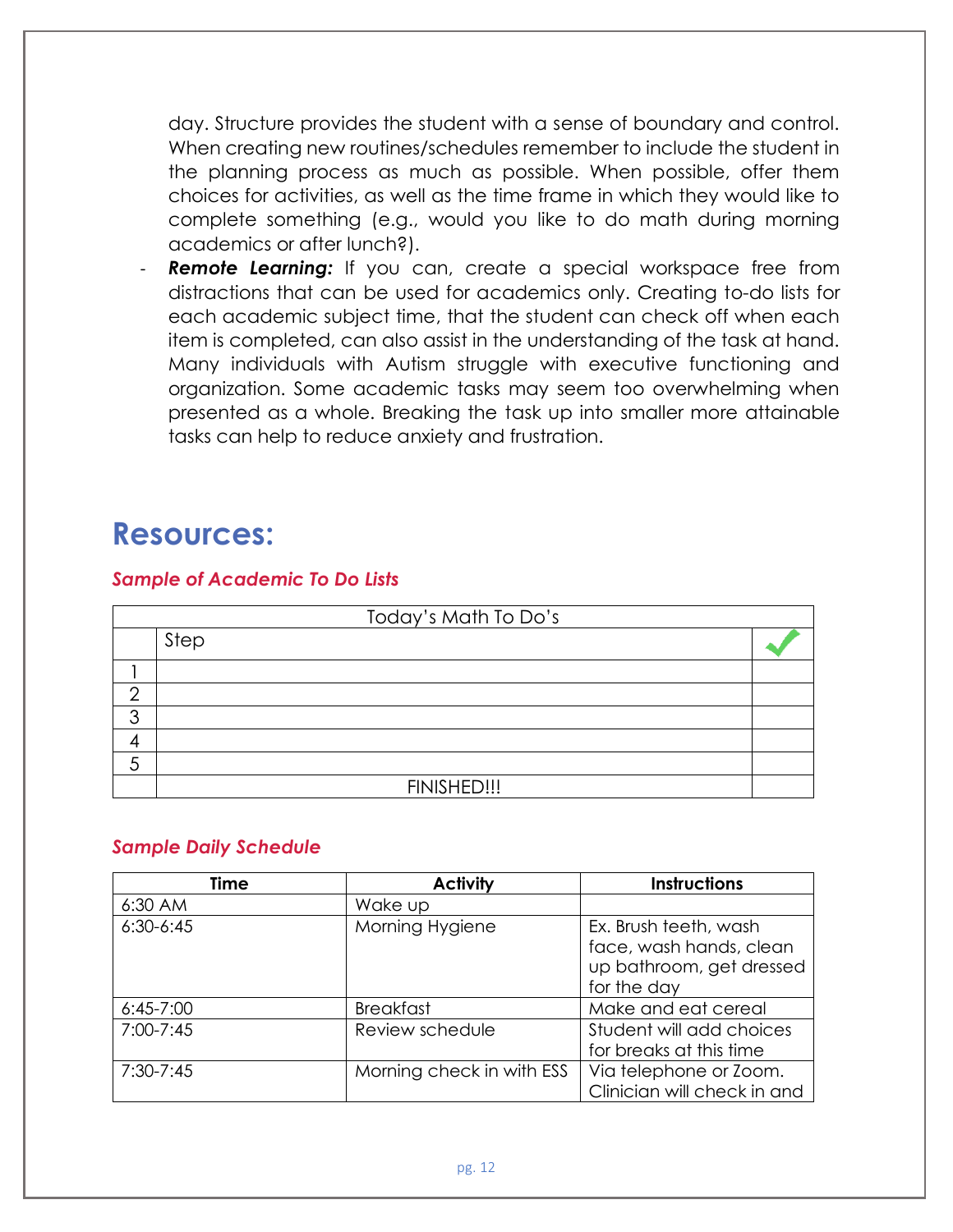day. Structure provides the student with a sense of boundary and control. When creating new routines/schedules remember to include the student in the planning process as much as possible. When possible, offer them choices for activities, as well as the time frame in which they would like to complete something (e.g., would you like to do math during morning academics or after lunch?).

- ***Remote Learning:*** If you can, create a special workspace free from distractions that can be used for academics only. Creating to-do lists for each academic subject time, that the student can check off when each item is completed, can also assist in the understanding of the task at hand. Many individuals with Autism struggle with executive functioning and organization. Some academic tasks may seem too overwhelming when presented as a whole. Breaking the task up into smaller more attainable tasks can help to reduce anxiety and frustration.

# Resources:

### *Sample of Academic To Do Lists*

| Today's Math To Do's | | |
|---|---|---|
| | Step | ✔ |
| 1 | | |
| 2 | | |
| 3 | | |
| 4 | | |
| 5 | | |
| | FINISHED!!! | |

### *Sample Daily Schedule*

| Time | Activity | Instructions |
|---|---|---|
| 6:30 AM | Wake up | |
| 6:30-6:45 | Morning Hygiene | Ex. Brush teeth, wash face, wash hands, clean up bathroom, get dressed for the day |
| 6:45-7:00 | Breakfast | Make and eat cereal |
| 7:00-7:45 | Review schedule | Student will add choices for breaks at this time |
| 7:30-7:45 | Morning check in with ESS | Via telephone or Zoom. Clinician will check in and |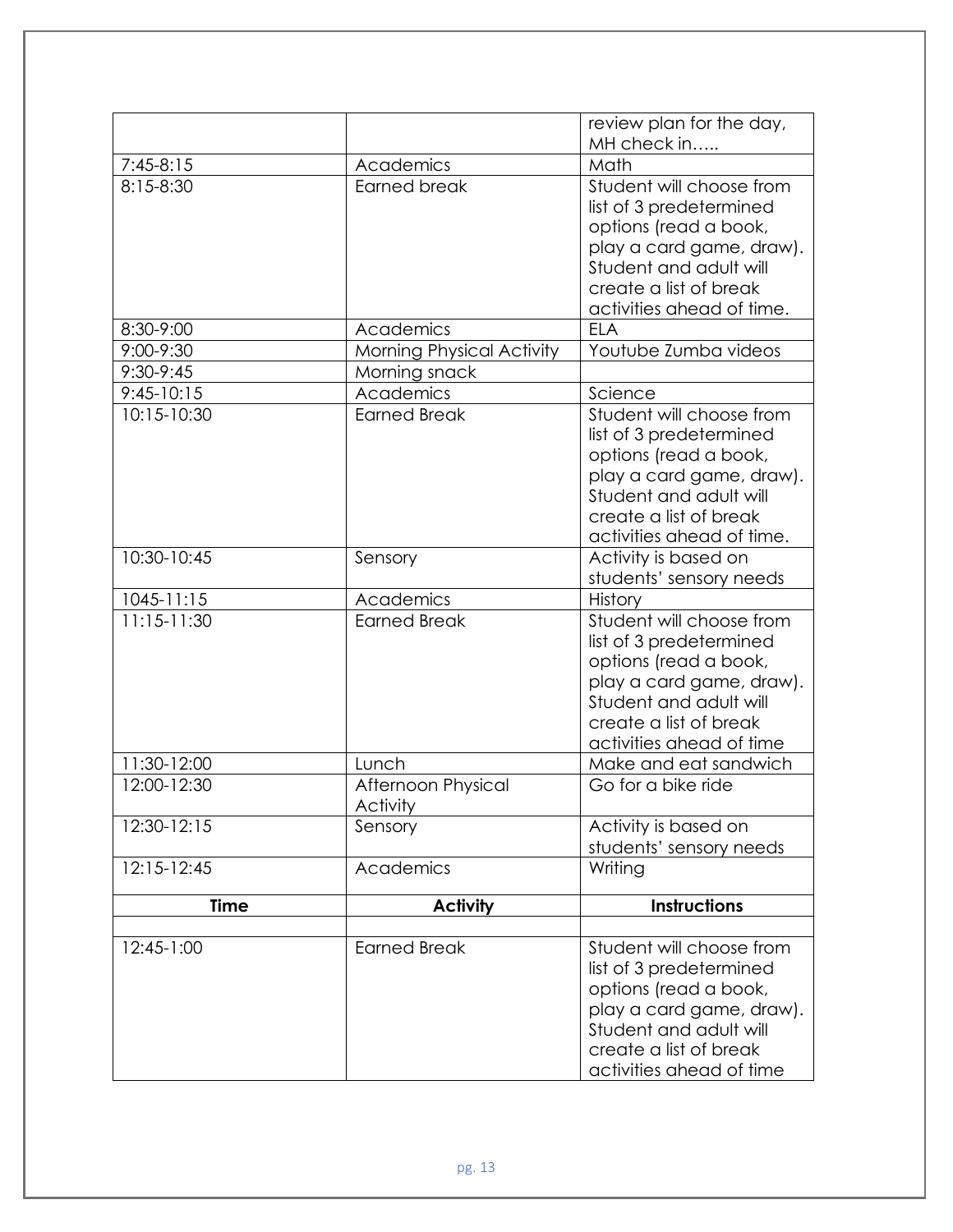| | | |
|---|---|---|
| | | review plan for the day, MH check in….. |
| 7:45-8:15 | Academics | Math |
| 8:15-8:30 | Earned break | Student will choose from list of 3 predetermined options (read a book, play a card game, draw). Student and adult will create a list of break activities ahead of time. |
| 8:30-9:00 | Academics | ELA |
| 9:00-9:30 | Morning Physical Activity | Youtube Zumba videos |
| 9:30-9:45 | Morning snack | |
| 9:45-10:15 | Academics | Science |
| 10:15-10:30 | Earned Break | Student will choose from list of 3 predetermined options (read a book, play a card game, draw). Student and adult will create a list of break activities ahead of time. |
| 10:30-10:45 | Sensory | Activity is based on students' sensory needs |
| 1045-11:15 | Academics | History |
| 11:15-11:30 | Earned Break | Student will choose from list of 3 predetermined options (read a book, play a card game, draw). Student and adult will create a list of break activities ahead of time |
| 11:30-12:00 | Lunch | Make and eat sandwich |
| 12:00-12:30 | Afternoon Physical Activity | Go for a bike ride |
| 12:30-12:15 | Sensory | Activity is based on students' sensory needs |
| 12:15-12:45 | Academics | Writing |
| **Time** | **Activity** | **Instructions** |
| | | |
| 12:45-1:00 | Earned Break | Student will choose from list of 3 predetermined options (read a book, play a card game, draw). Student and adult will create a list of break activities ahead of time |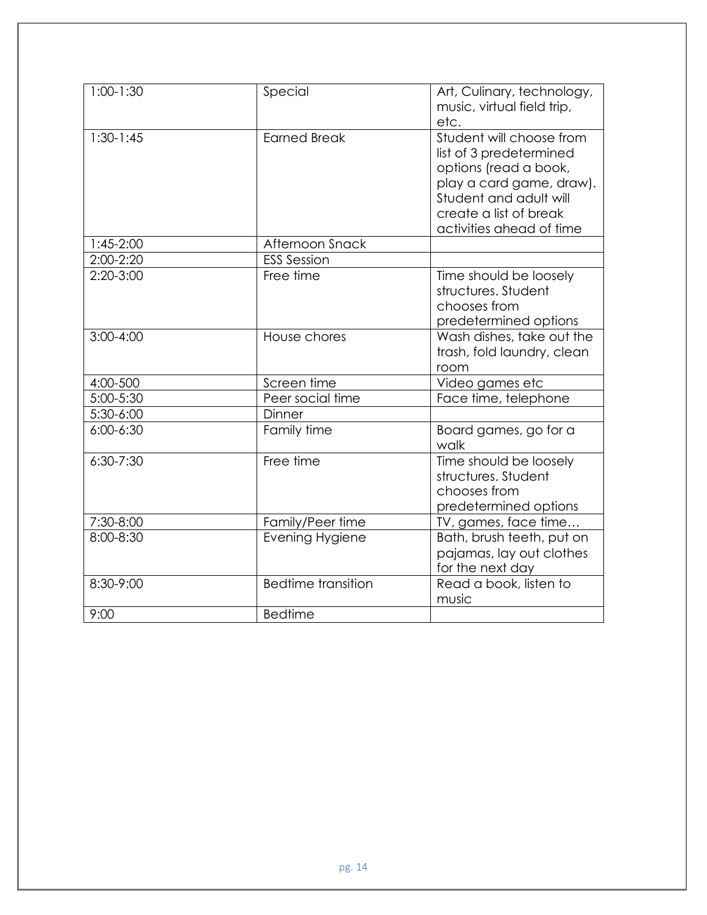| 1:00-1:30 | Special | Art, Culinary, technology, music, virtual field trip, etc. |
|---|---|---|
| 1:30-1:45 | Earned Break | Student will choose from list of 3 predetermined options (read a book, play a card game, draw). Student and adult will create a list of break activities ahead of time |
| 1:45-2:00 | Afternoon Snack | |
| 2:00-2:20 | ESS Session | |
| 2:20-3:00 | Free time | Time should be loosely structures. Student chooses from predetermined options |
| 3:00-4:00 | House chores | Wash dishes, take out the trash, fold laundry, clean room |
| 4:00-500 | Screen time | Video games etc |
| 5:00-5:30 | Peer social time | Face time, telephone |
| 5:30-6:00 | Dinner | |
| 6:00-6:30 | Family time | Board games, go for a walk |
| 6:30-7:30 | Free time | Time should be loosely structures. Student chooses from predetermined options |
| 7:30-8:00 | Family/Peer time | TV, games, face time… |
| 8:00-8:30 | Evening Hygiene | Bath, brush teeth, put on pajamas, lay out clothes for the next day |
| 8:30-9:00 | Bedtime transition | Read a book, listen to music |
| 9:00 | Bedtime | |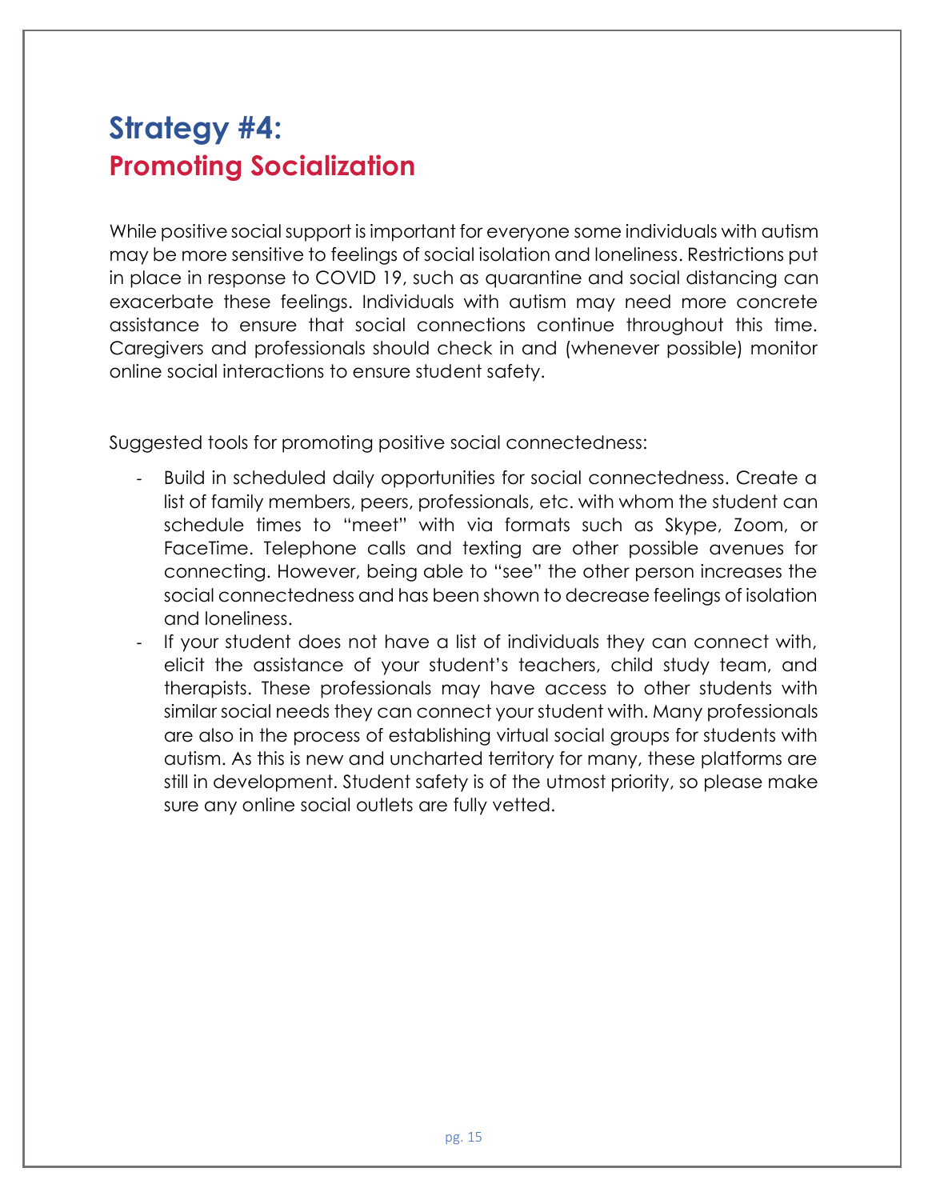# Strategy #4:
## Promoting Socialization

While positive social support is important for everyone some individuals with autism may be more sensitive to feelings of social isolation and loneliness. Restrictions put in place in response to COVID 19, such as quarantine and social distancing can exacerbate these feelings. Individuals with autism may need more concrete assistance to ensure that social connections continue throughout this time. Caregivers and professionals should check in and (whenever possible) monitor online social interactions to ensure student safety.

Suggested tools for promoting positive social connectedness:

- Build in scheduled daily opportunities for social connectedness. Create a list of family members, peers, professionals, etc. with whom the student can schedule times to "meet" with via formats such as Skype, Zoom, or FaceTime. Telephone calls and texting are other possible avenues for connecting. However, being able to "see" the other person increases the social connectedness and has been shown to decrease feelings of isolation and loneliness.
- If your student does not have a list of individuals they can connect with, elicit the assistance of your student's teachers, child study team, and therapists. These professionals may have access to other students with similar social needs they can connect your student with. Many professionals are also in the process of establishing virtual social groups for students with autism. As this is new and uncharted territory for many, these platforms are still in development. Student safety is of the utmost priority, so please make sure any online social outlets are fully vetted.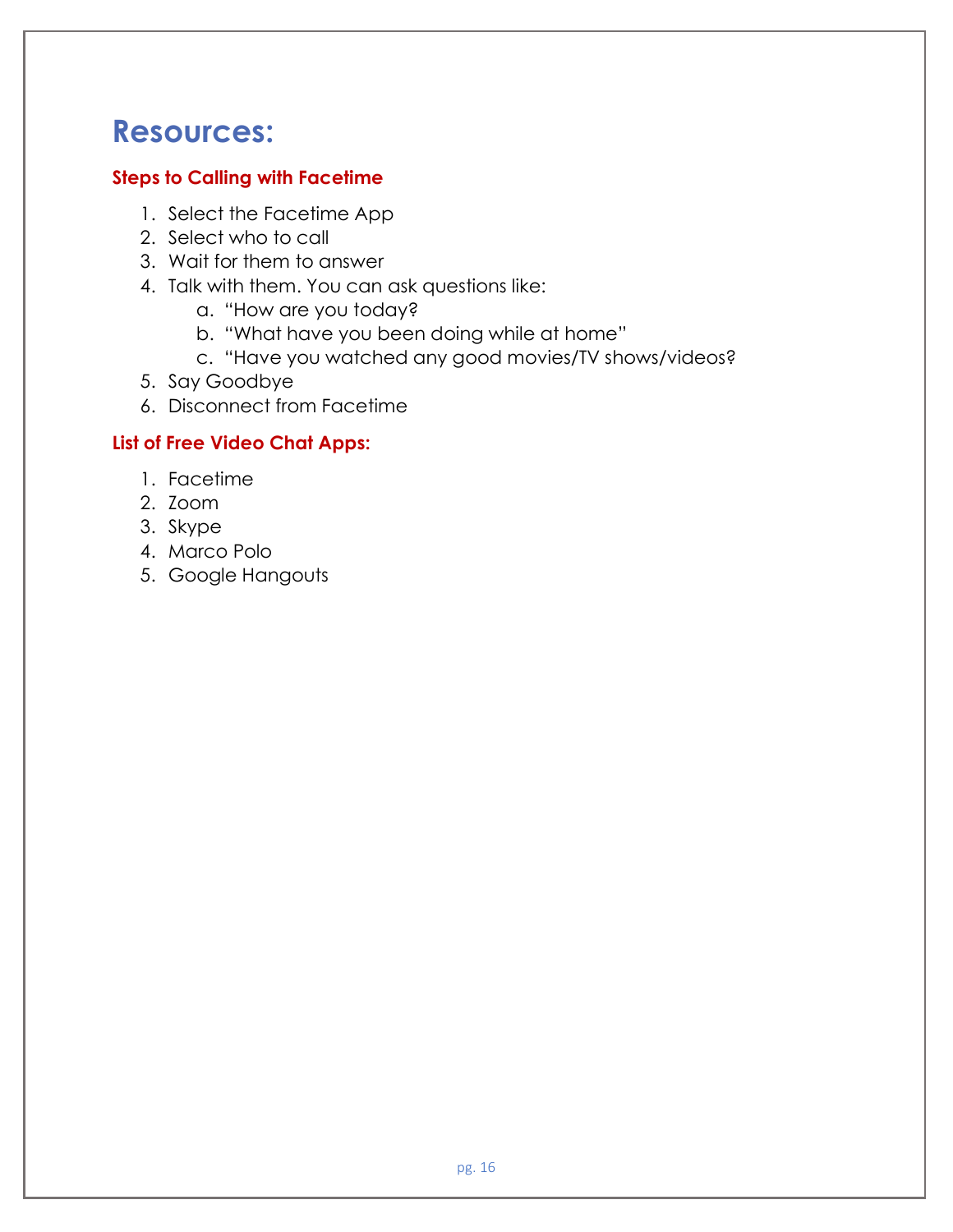# Resources:

### Steps to Calling with Facetime

1. Select the Facetime App
2. Select who to call
3. Wait for them to answer
4. Talk with them. You can ask questions like:
   a. "How are you today?
   b. "What have you been doing while at home"
   c. "Have you watched any good movies/TV shows/videos?
5. Say Goodbye
6. Disconnect from Facetime

### List of Free Video Chat Apps:

1. Facetime
2. Zoom
3. Skype
4. Marco Polo
5. Google Hangouts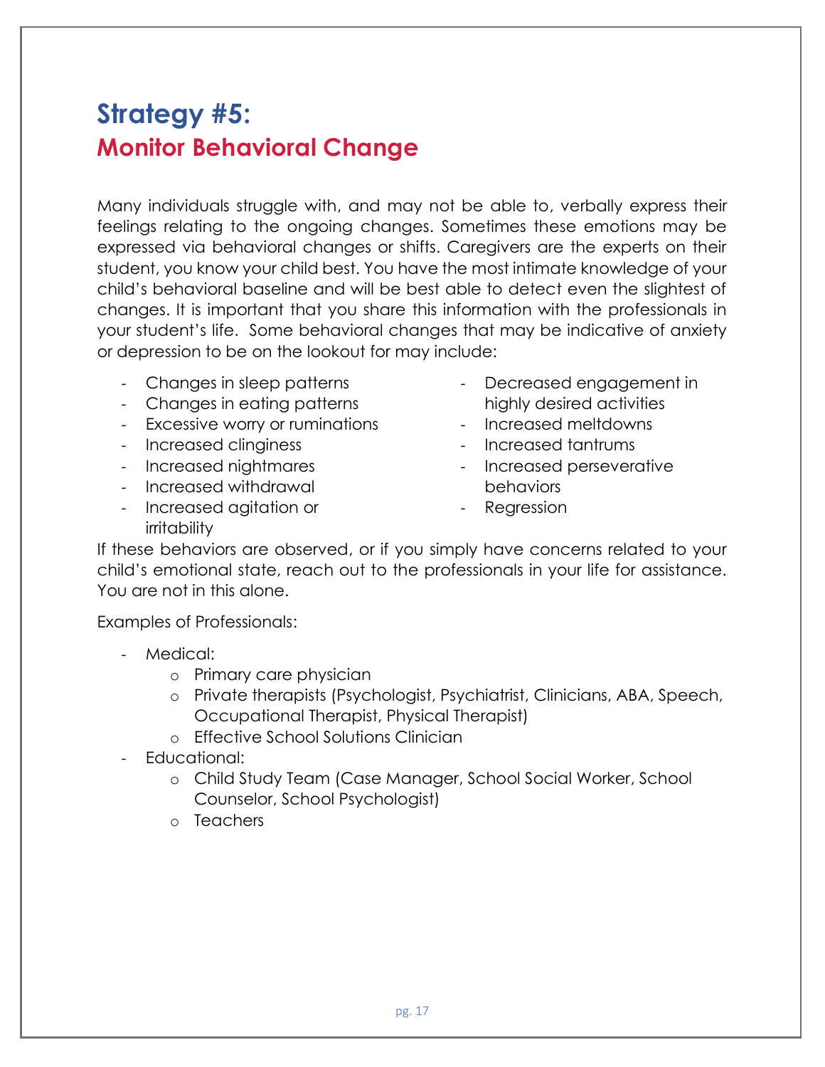# Strategy #5:
## Monitor Behavioral Change

Many individuals struggle with, and may not be able to, verbally express their feelings relating to the ongoing changes. Sometimes these emotions may be expressed via behavioral changes or shifts. Caregivers are the experts on their student, you know your child best. You have the most intimate knowledge of your child's behavioral baseline and will be best able to detect even the slightest of changes. It is important that you share this information with the professionals in your student's life. Some behavioral changes that may be indicative of anxiety or depression to be on the lookout for may include:

- Changes in sleep patterns
- Changes in eating patterns
- Excessive worry or ruminations
- Increased clinginess
- Increased nightmares
- Increased withdrawal
- Increased agitation or irritability
- Decreased engagement in highly desired activities
- Increased meltdowns
- Increased tantrums
- Increased perseverative behaviors
- Regression

If these behaviors are observed, or if you simply have concerns related to your child's emotional state, reach out to the professionals in your life for assistance. You are not in this alone.

Examples of Professionals:

- Medical:
  - Primary care physician
  - Private therapists (Psychologist, Psychiatrist, Clinicians, ABA, Speech, Occupational Therapist, Physical Therapist)
  - Effective School Solutions Clinician
- Educational:
  - Child Study Team (Case Manager, School Social Worker, School Counselor, School Psychologist)
  - Teachers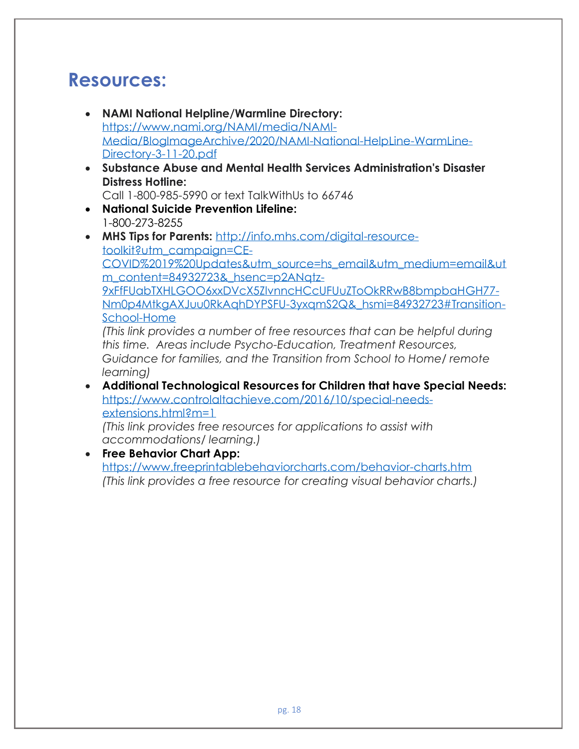# Resources:

- **NAMI National Helpline/Warmline Directory:** https://www.nami.org/NAMI/media/NAMI-Media/BlogImageArchive/2020/NAMI-National-HelpLine-WarmLine-Directory-3-11-20.pdf
- **Substance Abuse and Mental Health Services Administration's Disaster Distress Hotline:**
  Call 1-800-985-5990 or text TalkWithUs to 66746
- **National Suicide Prevention Lifeline:**
  1-800-273-8255
- **MHS Tips for Parents:** http://info.mhs.com/digital-resource-toolkit?utm_campaign=CE-COVID%2019%20Updates&utm_source=hs_email&utm_medium=email&utm_content=84932723&_hsenc=p2ANqtz-9xFfFUabTXHLGOO6xxDVcX5ZIvnncHCcUFUuZToOkRRwB8bmpbaHGH77-Nm0p4MtkgAXJuu0RkAqhDYPSFU-3yxqmS2Q&_hsmi=84932723#Transition-School-Home
  *(This link provides a number of free resources that can be helpful during this time. Areas include Psycho-Education, Treatment Resources, Guidance for families, and the Transition from School to Home/ remote learning)*
- **Additional Technological Resources for Children that have Special Needs:** https://www.controlaltachieve.com/2016/10/special-needs-extensions.html?m=1
  *(This link provides free resources for applications to assist with accommodations/ learning.)*
- **Free Behavior Chart App:** https://www.freeprintablebehaviorcharts.com/behavior-charts.htm
  *(This link provides a free resource for creating visual behavior charts.)*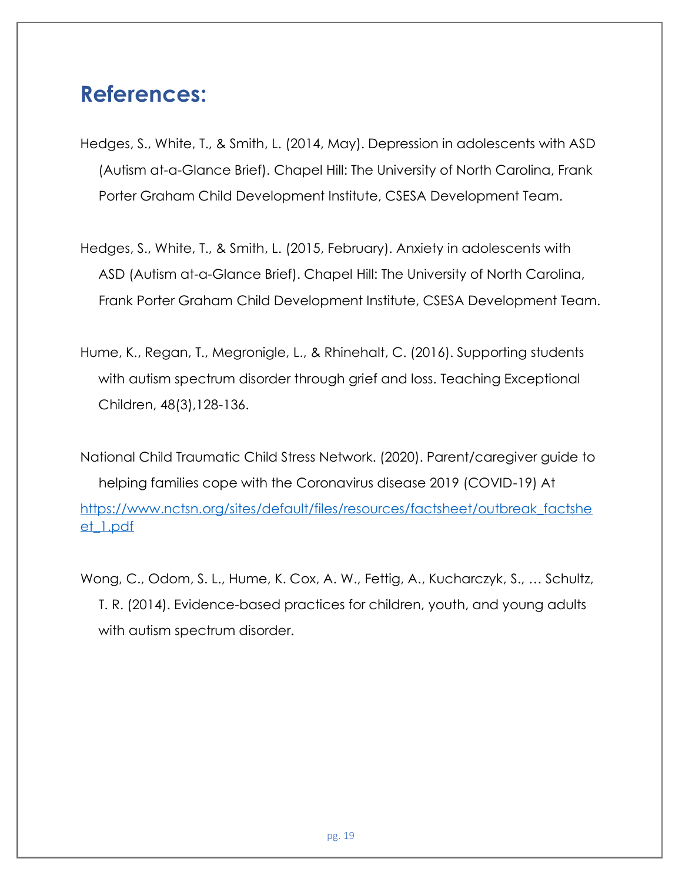## References:

Hedges, S., White, T., & Smith, L. (2014, May). Depression in adolescents with ASD (Autism at-a-Glance Brief). Chapel Hill: The University of North Carolina, Frank Porter Graham Child Development Institute, CSESA Development Team.

Hedges, S., White, T., & Smith, L. (2015, February). Anxiety in adolescents with ASD (Autism at-a-Glance Brief). Chapel Hill: The University of North Carolina, Frank Porter Graham Child Development Institute, CSESA Development Team.

Hume, K., Regan, T., Megronigle, L., & Rhinehalt, C. (2016). Supporting students with autism spectrum disorder through grief and loss. Teaching Exceptional Children, 48(3),128-136.

National Child Traumatic Child Stress Network. (2020). Parent/caregiver guide to helping families cope with the Coronavirus disease 2019 (COVID-19) At https://www.nctsn.org/sites/default/files/resources/factsheet/outbreak_factsheet_1.pdf

Wong, C., Odom, S. L., Hume, K. Cox, A. W., Fettig, A., Kucharczyk, S., … Schultz, T. R. (2014). Evidence-based practices for children, youth, and young adults with autism spectrum disorder.